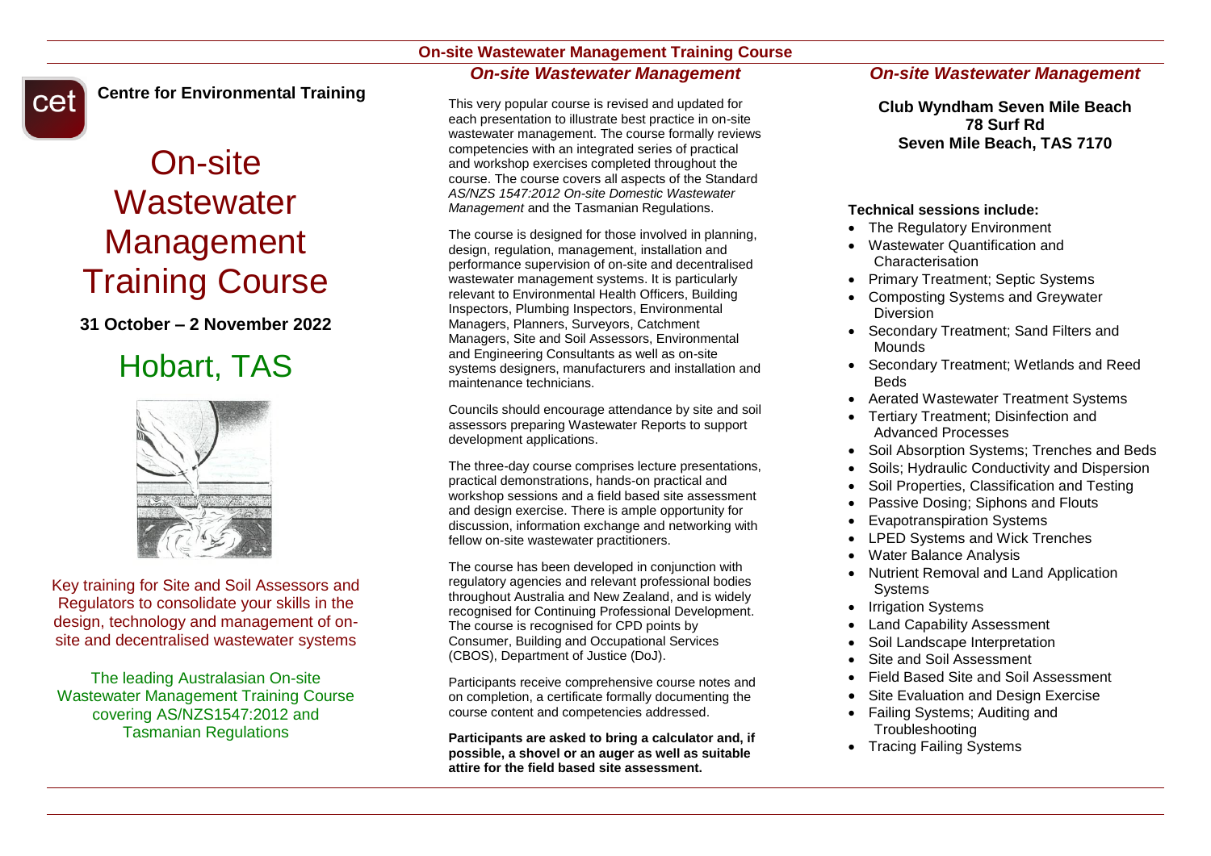**Centre for Environmental Training**

# On-site Wastewater Management Training Course

**31 October – 2 November 2022**

# Hobart, TAS

Key training for Site and Soil Assessors and Regulators to consolidate your skills in the design, technology and management of on-site and decentralised wastewater systems

The leading Australasian On-site Wastewater Management Training Course covering AS/NZS1547:2012 and Tasmanian Regulations

## On-site Wastewater Management Training Course

### *On-site Wastewater Management*

This very popular course is revised and updated for each presentation to illustrate best practice in on-site wastewater management. The course formally reviews competencies with an integrated series of practical and workshop exercises completed throughout the course. The course covers all aspects of the Standard *AS/NZS 1547:2012 On-site Domestic Wastewater Management* and the Tasmanian Regulations.

The course is designed for those involved in planning, design, regulation, management, installation and performance supervision of on-site and decentralised wastewater management systems. It is particularly relevant to Environmental Health Officers, Building Inspectors, Plumbing Inspectors, Environmental Managers, Planners, Surveyors, Catchment Managers, Site and Soil Assessors, Environmental and Engineering Consultants as well as on-site systems designers, manufacturers and installation and maintenance technicians.

Councils should encourage attendance by site and soil assessors preparing Wastewater Reports to support development applications.

The three-day course comprises lecture presentations, practical demonstrations, hands-on practical and workshop sessions and a field based site assessment and design exercise. There is ample opportunity for discussion, information exchange and networking with fellow on-site wastewater practitioners.

The course has been developed in conjunction with regulatory agencies and relevant professional bodies throughout Australia and New Zealand, and is widely recognised for Continuing Professional Development. The course is recognised for CPD points by Consumer, Building and Occupational Services (CBOS), Department of Justice (DoJ).

Participants receive comprehensive course notes and on completion, a certificate formally documenting the course content and competencies addressed.

**Participants are asked to bring a calculator and, if possible, a shovel or an auger as well as suitable attire for the field based site assessment.**

### *On-site Wastewater Management*

**Club Wyndham Seven Mile Beach**
**78 Surf Rd**
**Seven Mile Beach, TAS 7170**

**Technical sessions include:**

- The Regulatory Environment
- Wastewater Quantification and Characterisation
- Primary Treatment; Septic Systems
- Composting Systems and Greywater Diversion
- Secondary Treatment; Sand Filters and Mounds
- Secondary Treatment; Wetlands and Reed Beds
- Aerated Wastewater Treatment Systems
- Tertiary Treatment; Disinfection and Advanced Processes
- Soil Absorption Systems; Trenches and Beds
- Soils; Hydraulic Conductivity and Dispersion
- Soil Properties, Classification and Testing
- Passive Dosing; Siphons and Flouts
- Evapotranspiration Systems
- LPED Systems and Wick Trenches
- Water Balance Analysis
- Nutrient Removal and Land Application Systems
- Irrigation Systems
- Land Capability Assessment
- Soil Landscape Interpretation
- Site and Soil Assessment
- Field Based Site and Soil Assessment
- Site Evaluation and Design Exercise
- Failing Systems; Auditing and Troubleshooting
- Tracing Failing Systems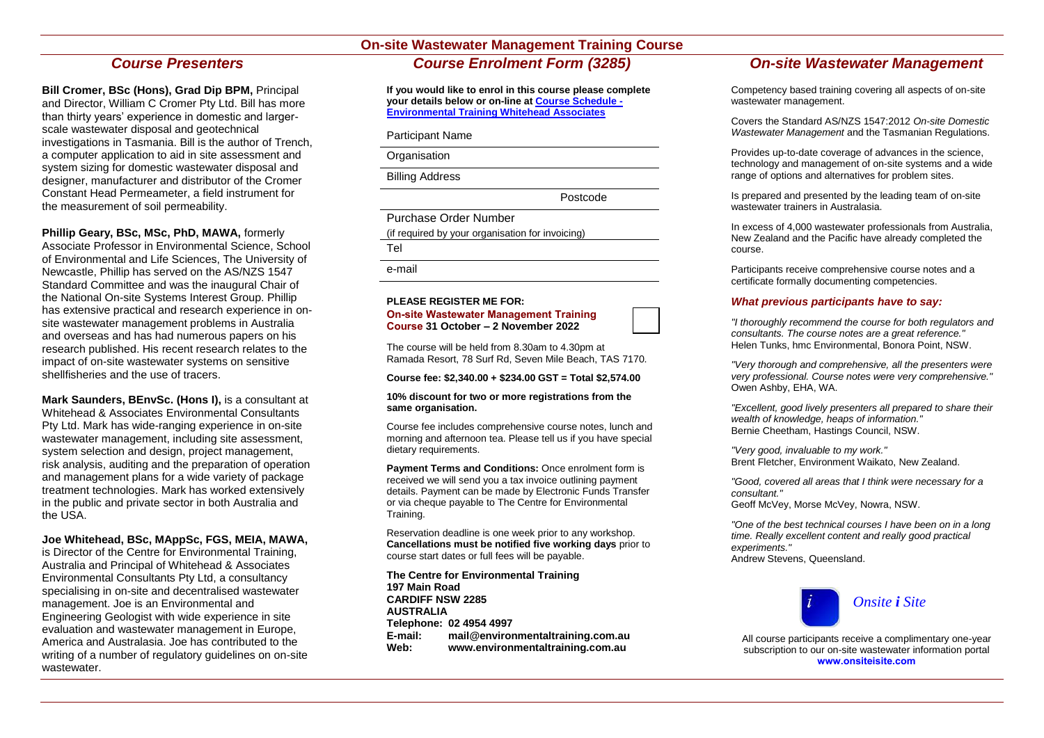# On-site Wastewater Management Training Course

## Course Presenters

**Bill Cromer, BSc (Hons), Grad Dip BPM,** Principal and Director, William C Cromer Pty Ltd. Bill has more than thirty years' experience in domestic and larger-scale wastewater disposal and geotechnical investigations in Tasmania. Bill is the author of Trench, a computer application to aid in site assessment and system sizing for domestic wastewater disposal and designer, manufacturer and distributor of the Cromer Constant Head Permeameter, a field instrument for the measurement of soil permeability.

**Phillip Geary, BSc, MSc, PhD, MAWA,** formerly Associate Professor in Environmental Science, School of Environmental and Life Sciences, The University of Newcastle, Phillip has served on the AS/NZS 1547 Standard Committee and was the inaugural Chair of the National On-site Systems Interest Group. Phillip has extensive practical and research experience in on-site wastewater management problems in Australia and overseas and has had numerous papers on his research published. His recent research relates to the impact of on-site wastewater systems on sensitive shellfisheries and the use of tracers.

**Mark Saunders, BEnvSc. (Hons I),** is a consultant at Whitehead & Associates Environmental Consultants Pty Ltd. Mark has wide-ranging experience in on-site wastewater management, including site assessment, system selection and design, project management, risk analysis, auditing and the preparation of operation and management plans for a wide variety of package treatment technologies. Mark has worked extensively in the public and private sector in both Australia and the USA.

**Joe Whitehead, BSc, MAppSc, FGS, MEIA, MAWA,** is Director of the Centre for Environmental Training, Australia and Principal of Whitehead & Associates Environmental Consultants Pty Ltd, a consultancy specialising in on-site and decentralised wastewater management. Joe is an Environmental and Engineering Geologist with wide experience in site evaluation and wastewater management in Europe, America and Australasia. Joe has contributed to the writing of a number of regulatory guidelines on on-site wastewater.

## Course Enrolment Form (3285)

**If you would like to enrol in this course please complete your details below or on-line at [Course Schedule - Environmental Training Whitehead Associates]**

Participant Name

Organisation

Billing Address

Postcode

Purchase Order Number

(if required by your organisation for invoicing)

Tel

e-mail

**PLEASE REGISTER ME FOR:**
**On-site Wastewater Management Training Course 31 October – 2 November 2022** ☐

The course will be held from 8.30am to 4.30pm at Ramada Resort, 78 Surf Rd, Seven Mile Beach, TAS 7170.

**Course fee: $2,340.00 + $234.00 GST = Total $2,574.00**

**10% discount for two or more registrations from the same organisation.**

Course fee includes comprehensive course notes, lunch and morning and afternoon tea. Please tell us if you have special dietary requirements.

**Payment Terms and Conditions:** Once enrolment form is received we will send you a tax invoice outlining payment details. Payment can be made by Electronic Funds Transfer or via cheque payable to The Centre for Environmental Training.

Reservation deadline is one week prior to any workshop. **Cancellations must be notified five working days** prior to course start dates or full fees will be payable.

**The Centre for Environmental Training**
**197 Main Road**
**CARDIFF NSW 2285**
**AUSTRALIA**
**Telephone: 02 4954 4997**
**E-mail: mail@environmentaltraining.com.au**
**Web: www.environmentaltraining.com.au**

## On-site Wastewater Management

Competency based training covering all aspects of on-site wastewater management.

Covers the Standard AS/NZS 1547:2012 *On-site Domestic Wastewater Management* and the Tasmanian Regulations.

Provides up-to-date coverage of advances in the science, technology and management of on-site systems and a wide range of options and alternatives for problem sites.

Is prepared and presented by the leading team of on-site wastewater trainers in Australasia.

In excess of 4,000 wastewater professionals from Australia, New Zealand and the Pacific have already completed the course.

Participants receive comprehensive course notes and a certificate formally documenting competencies.

### *What previous participants have to say:*

*"I thoroughly recommend the course for both regulators and consultants. The course notes are a great reference."*
Helen Tunks, hmc Environmental, Bonora Point, NSW.

*"Very thorough and comprehensive, all the presenters were very professional. Course notes were very comprehensive."*
Owen Ashby, EHA, WA.

*"Excellent, good lively presenters all prepared to share their wealth of knowledge, heaps of information."*
Bernie Cheetham, Hastings Council, NSW.

*"Very good, invaluable to my work."*
Brent Fletcher, Environment Waikato, New Zealand.

*"Good, covered all areas that I think were necessary for a consultant."*
Geoff McVey, Morse McVey, Nowra, NSW.

*"One of the best technical courses I have been on in a long time. Really excellent content and really good practical experiments."*
Andrew Stevens, Queensland.

*Onsite i Site*

All course participants receive a complimentary one-year subscription to our on-site wastewater information portal **www.onsiteisite.com**